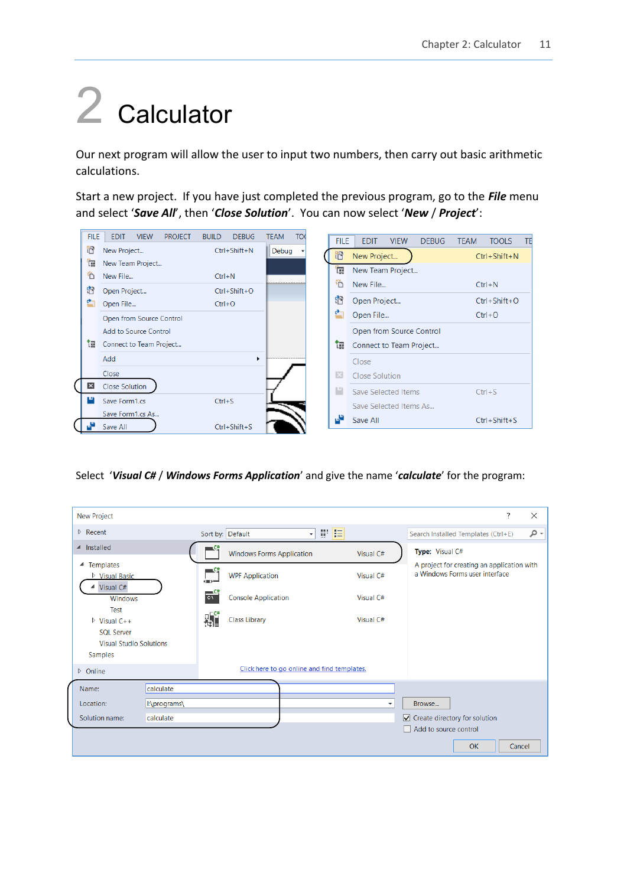# 2 Calculator

Our next program will allow the user to input two numbers, then carry out basic arithmetic calculations.

Start a new project. If you have just completed the previous program, go to the ***File*** menu and select '***Save All***', then '***Close Solution***'. You can now select '***New*** / ***Project***':

Select '***Visual C#*** / ***Windows Forms Application***' and give the name '***calculate***' for the program: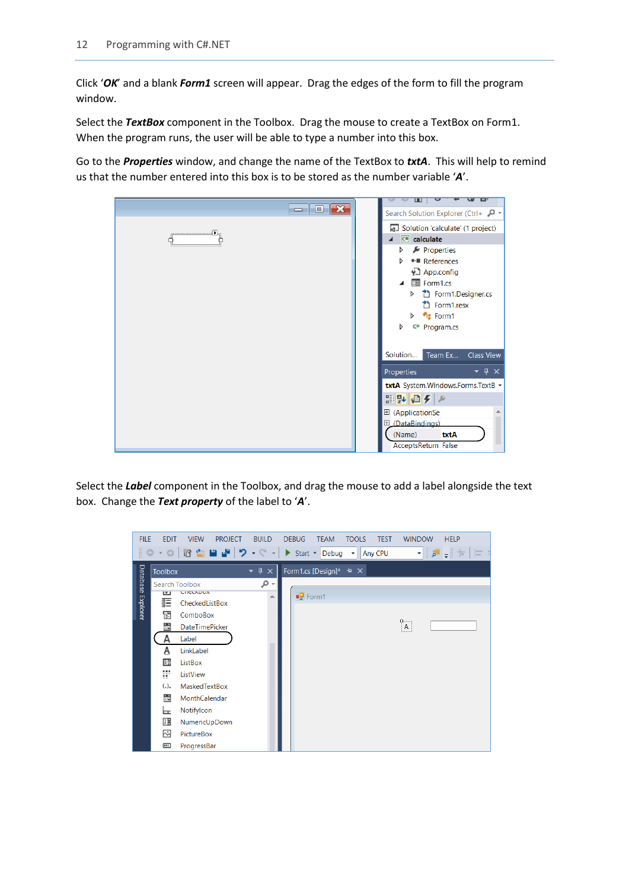Click ‘***OK***’ and a blank ***Form1*** screen will appear. Drag the edges of the form to fill the program window.

Select the ***TextBox*** component in the Toolbox. Drag the mouse to create a TextBox on Form1. When the program runs, the user will be able to type a number into this box.

Go to the ***Properties*** window, and change the name of the TextBox to ***txtA***. This will help to remind us that the number entered into this box is to be stored as the number variable ‘***A***’.

Select the ***Label*** component in the Toolbox, and drag the mouse to add a label alongside the text box. Change the ***Text property*** of the label to ‘***A***’.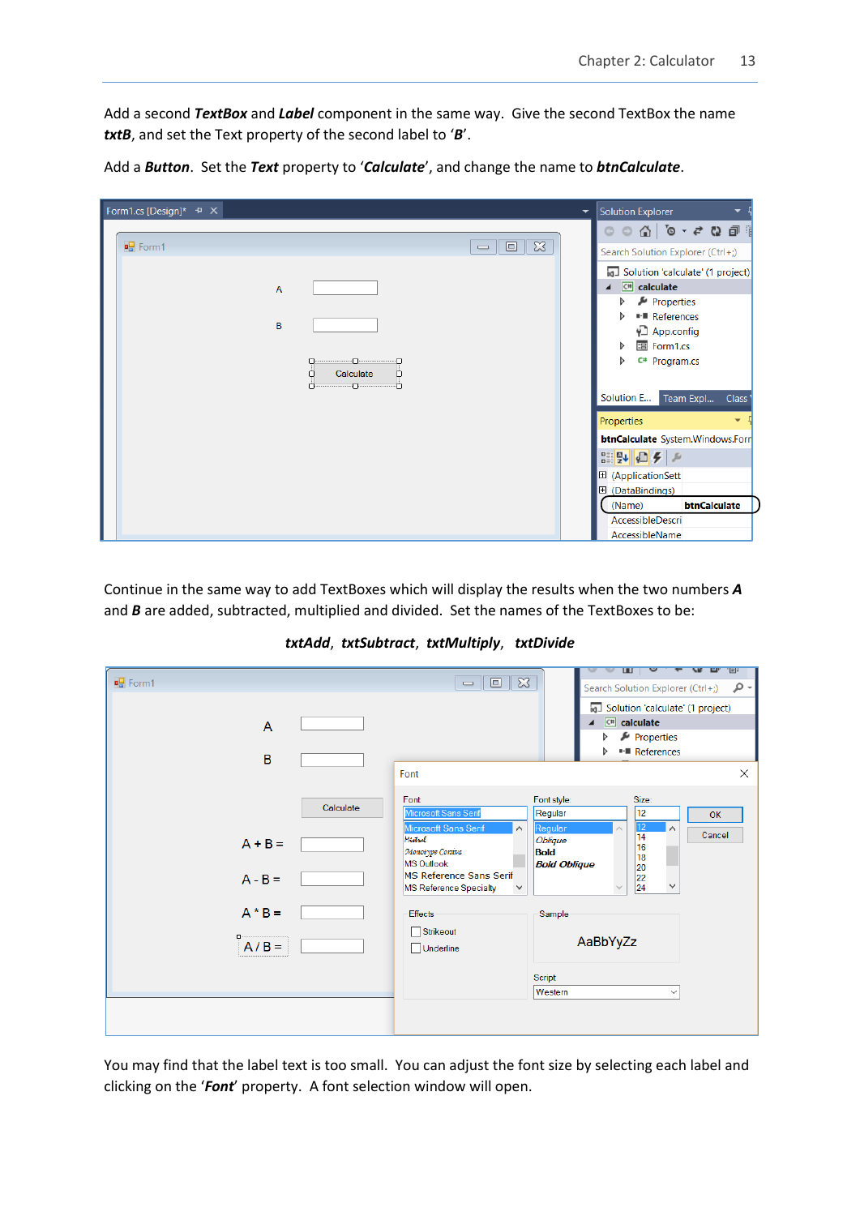Add a second ***TextBox*** and ***Label*** component in the same way. Give the second TextBox the name ***txtB***, and set the Text property of the second label to '***B***'.

Add a ***Button***. Set the ***Text*** property to '***Calculate***', and change the name to ***btnCalculate***.

Continue in the same way to add TextBoxes which will display the results when the two numbers ***A*** and ***B*** are added, subtracted, multiplied and divided. Set the names of the TextBoxes to be:

***txtAdd***, ***txtSubtract***, ***txtMultiply***, ***txtDivide***

You may find that the label text is too small. You can adjust the font size by selecting each label and clicking on the '***Font***' property. A font selection window will open.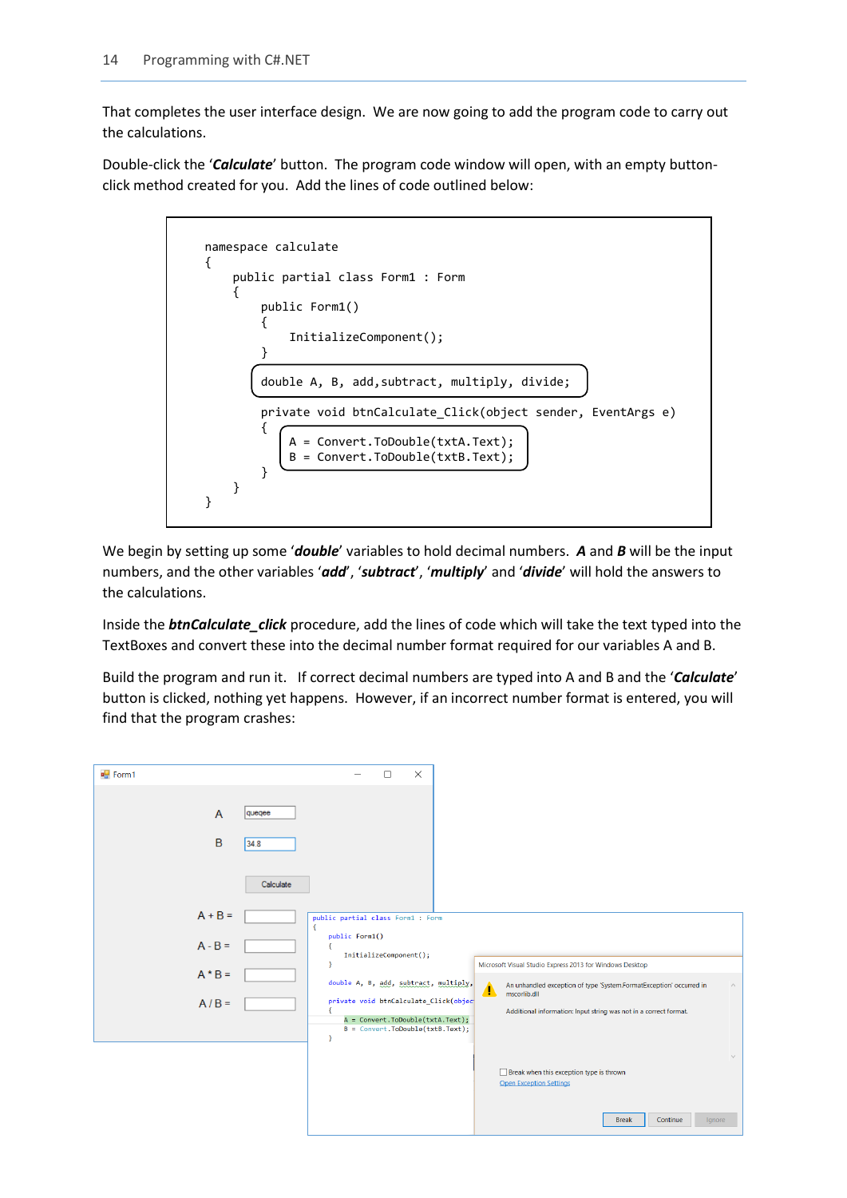That completes the user interface design. We are now going to add the program code to carry out the calculations.

Double-click the '***Calculate***' button. The program code window will open, with an empty button-click method created for you. Add the lines of code outlined below:

```
namespace calculate
{
    public partial class Form1 : Form
    {
        public Form1()
        {
            InitializeComponent();
        }

        double A, B, add,subtract, multiply, divide;

        private void btnCalculate_Click(object sender, EventArgs e)
        {
            A = Convert.ToDouble(txtA.Text);
            B = Convert.ToDouble(txtB.Text);
        }
    }
}
```

We begin by setting up some '***double***' variables to hold decimal numbers. ***A*** and ***B*** will be the input numbers, and the other variables '***add***', '***subtract***', '***multiply***' and '***divide***' will hold the answers to the calculations.

Inside the ***btnCalculate_click*** procedure, add the lines of code which will take the text typed into the TextBoxes and convert these into the decimal number format required for our variables A and B.

Build the program and run it. If correct decimal numbers are typed into A and B and the '***Calculate***' button is clicked, nothing yet happens. However, if an incorrect number format is entered, you will find that the program crashes: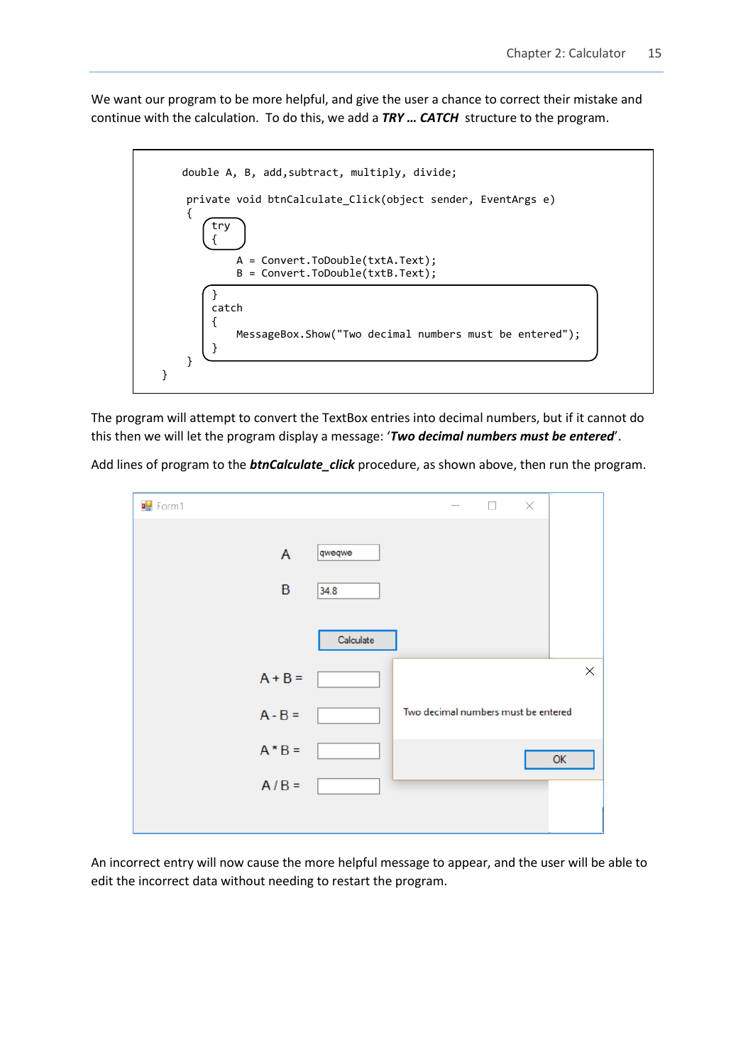We want our program to be more helpful, and give the user a chance to correct their mistake and continue with the calculation. To do this, we add a ***TRY … CATCH*** structure to the program.

```
double A, B, add,subtract, multiply, divide;

private void btnCalculate_Click(object sender, EventArgs e)
{
    try
    {
        A = Convert.ToDouble(txtA.Text);
        B = Convert.ToDouble(txtB.Text);
    }
    catch
    {
        MessageBox.Show("Two decimal numbers must be entered");
    }
}
}
```

The program will attempt to convert the TextBox entries into decimal numbers, but if it cannot do this then we will let the program display a message: '***Two decimal numbers must be entered***'.

Add lines of program to the ***btnCalculate_click*** procedure, as shown above, then run the program.

An incorrect entry will now cause the more helpful message to appear, and the user will be able to edit the incorrect data without needing to restart the program.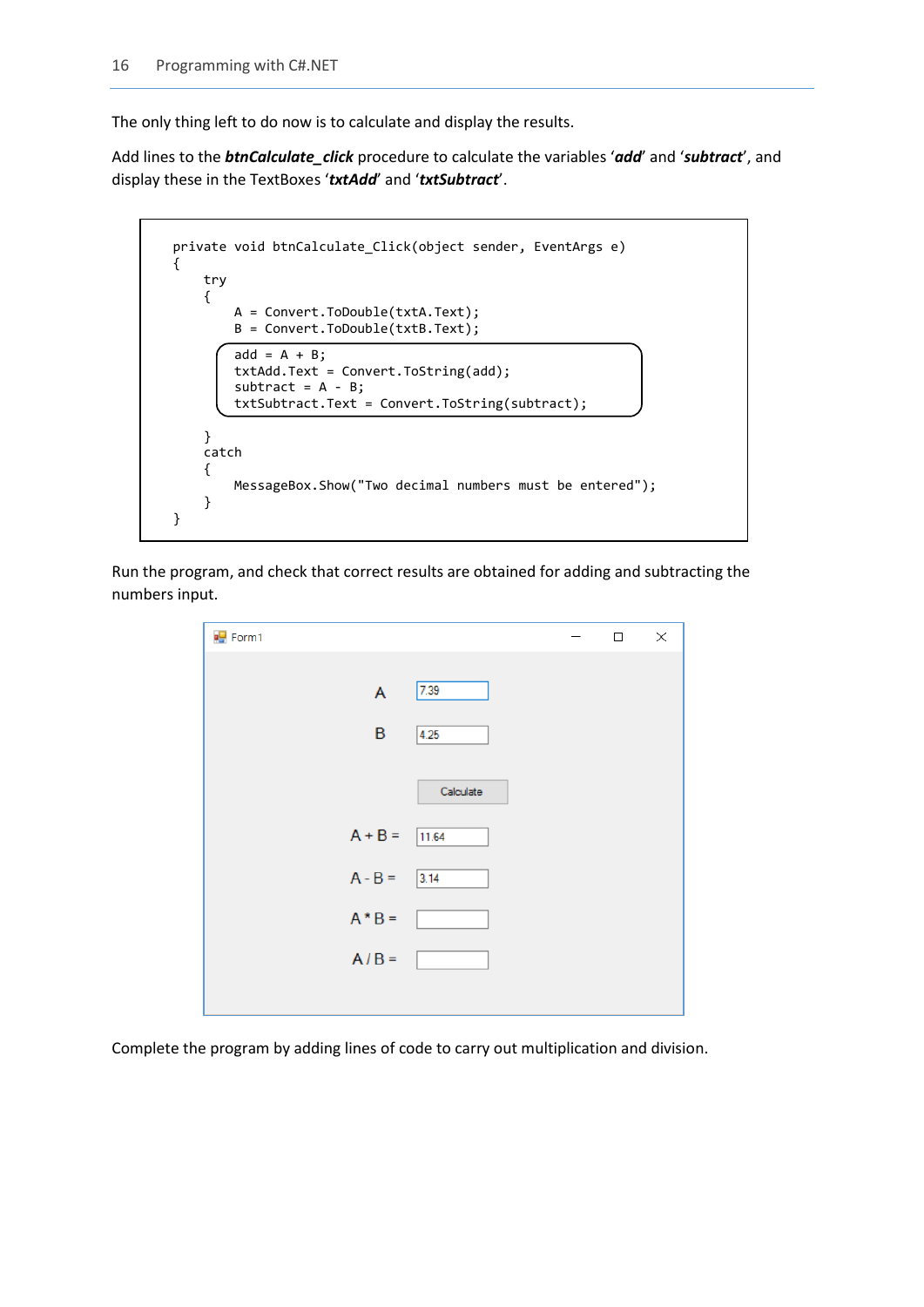The only thing left to do now is to calculate and display the results.

Add lines to the ***btnCalculate_click*** procedure to calculate the variables '***add***' and '***subtract***', and display these in the TextBoxes '***txtAdd***' and '***txtSubtract***'.

```
private void btnCalculate_Click(object sender, EventArgs e)
{
    try
    {
        A = Convert.ToDouble(txtA.Text);
        B = Convert.ToDouble(txtB.Text);
        add = A + B;
        txtAdd.Text = Convert.ToString(add);
        subtract = A - B;
        txtSubtract.Text = Convert.ToString(subtract);
    }
    catch
    {
        MessageBox.Show("Two decimal numbers must be entered");
    }
}
```

Run the program, and check that correct results are obtained for adding and subtracting the numbers input.

Form1

A 7.39

B 4.25

Calculate

A + B = 11.64

A - B = 3.14

A * B =

A / B =

Complete the program by adding lines of code to carry out multiplication and division.